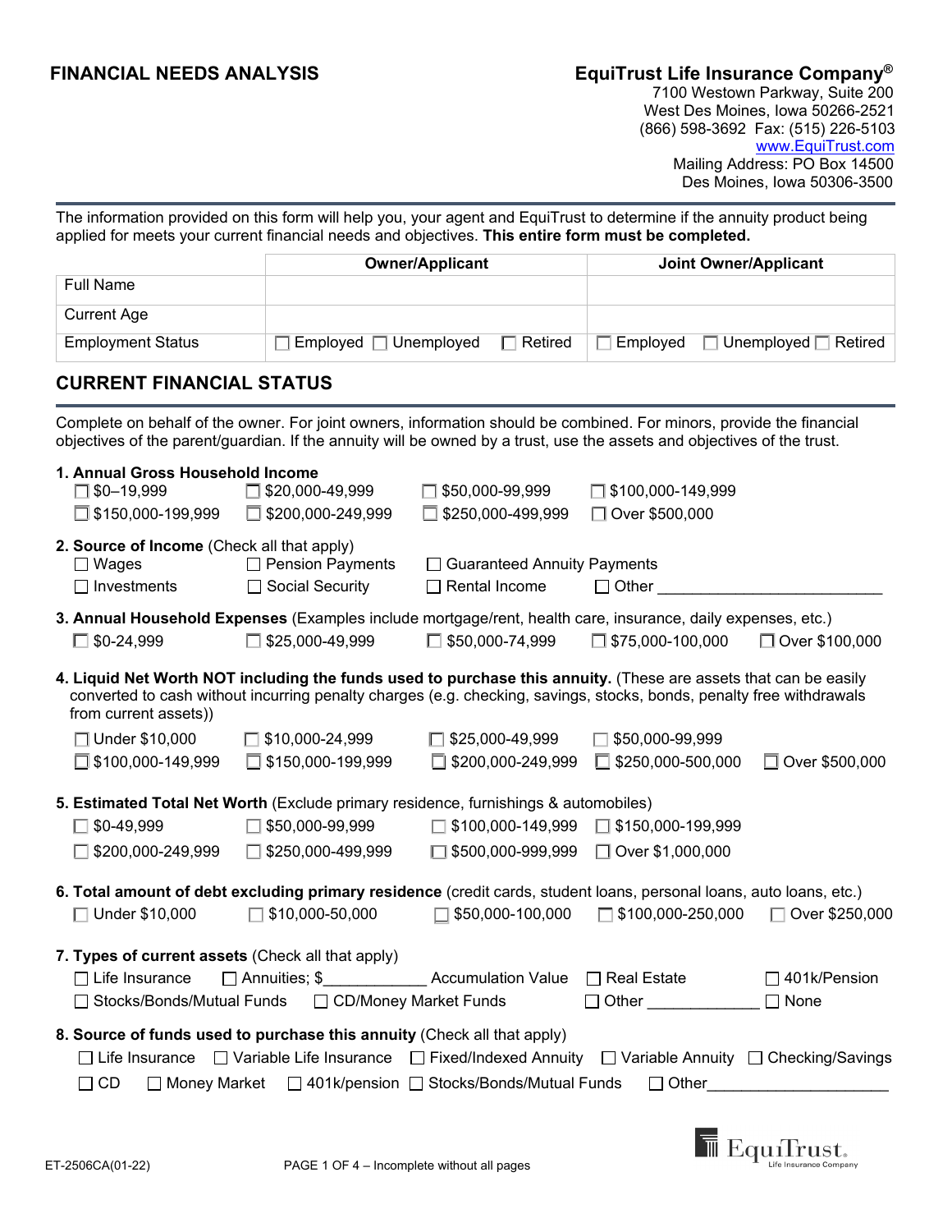# FINANCIAL NEEDS ANALYSIS

**EquiTrust Life Insurance Company®**
7100 Westown Parkway, Suite 200
West Des Moines, Iowa 50266-2521
(866) 598-3692 Fax: (515) 226-5103
www.EquiTrust.com
Mailing Address: PO Box 14500
Des Moines, Iowa 50306-3500

The information provided on this form will help you, your agent and EquiTrust to determine if the annuity product being applied for meets your current financial needs and objectives. **This entire form must be completed.**

| | Owner/Applicant | Joint Owner/Applicant |
|---|---|---|
| Full Name | | |
| Current Age | | |
| Employment Status | ☐ Employed ☐ Unemployed ☐ Retired | ☐ Employed ☐ Unemployed ☐ Retired |

## CURRENT FINANCIAL STATUS

Complete on behalf of the owner. For joint owners, information should be combined. For minors, provide the financial objectives of the parent/guardian. If the annuity will be owned by a trust, use the assets and objectives of the trust.

**1. Annual Gross Household Income**

☐ $0–19,999 ☐ $20,000-49,999 ☐ $50,000-99,999 ☐ $100,000-149,999
☐ $150,000-199,999 ☐ $200,000-249,999 ☐ $250,000-499,999 ☐ Over $500,000

**2. Source of Income** (Check all that apply)

☐ Wages ☐ Pension Payments ☐ Guaranteed Annuity Payments
☐ Investments ☐ Social Security ☐ Rental Income ☐ Other ___________________________

**3. Annual Household Expenses** (Examples include mortgage/rent, health care, insurance, daily expenses, etc.)

☐ $0-24,999 ☐ $25,000-49,999 ☐ $50,000-74,999 ☐ $75,000-100,000 ☐ Over $100,000

**4. Liquid Net Worth NOT including the funds used to purchase this annuity.** (These are assets that can be easily converted to cash without incurring penalty charges (e.g. checking, savings, stocks, bonds, penalty free withdrawals from current assets))

☐ Under $10,000 ☐ $10,000-24,999 ☐ $25,000-49,999 ☐ $50,000-99,999
☐ $100,000-149,999 ☐ $150,000-199,999 ☐ $200,000-249,999 ☐ $250,000-500,000 ☐ Over $500,000

**5. Estimated Total Net Worth** (Exclude primary residence, furnishings & automobiles)

☐ $0-49,999 ☐ $50,000-99,999 ☐ $100,000-149,999 ☐ $150,000-199,999
☐ $200,000-249,999 ☐ $250,000-499,999 ☐ $500,000-999,999 ☐ Over $1,000,000

**6. Total amount of debt excluding primary residence** (credit cards, student loans, personal loans, auto loans, etc.)

☐ Under $10,000 ☐ $10,000-50,000 ☐ $50,000-100,000 ☐ $100,000-250,000 ☐ Over $250,000

**7. Types of current assets** (Check all that apply)

☐ Life Insurance ☐ Annuities; $____________ Accumulation Value ☐ Real Estate ☐ 401k/Pension
☐ Stocks/Bonds/Mutual Funds ☐ CD/Money Market Funds ☐ Other _____________ ☐ None

**8. Source of funds used to purchase this annuity** (Check all that apply)

☐ Life Insurance ☐ Variable Life Insurance ☐ Fixed/Indexed Annuity ☐ Variable Annuity ☐ Checking/Savings
☐ CD ☐ Money Market ☐ 401k/pension ☐ Stocks/Bonds/Mutual Funds ☐ Other_____________________

ET-2506CA(01-22)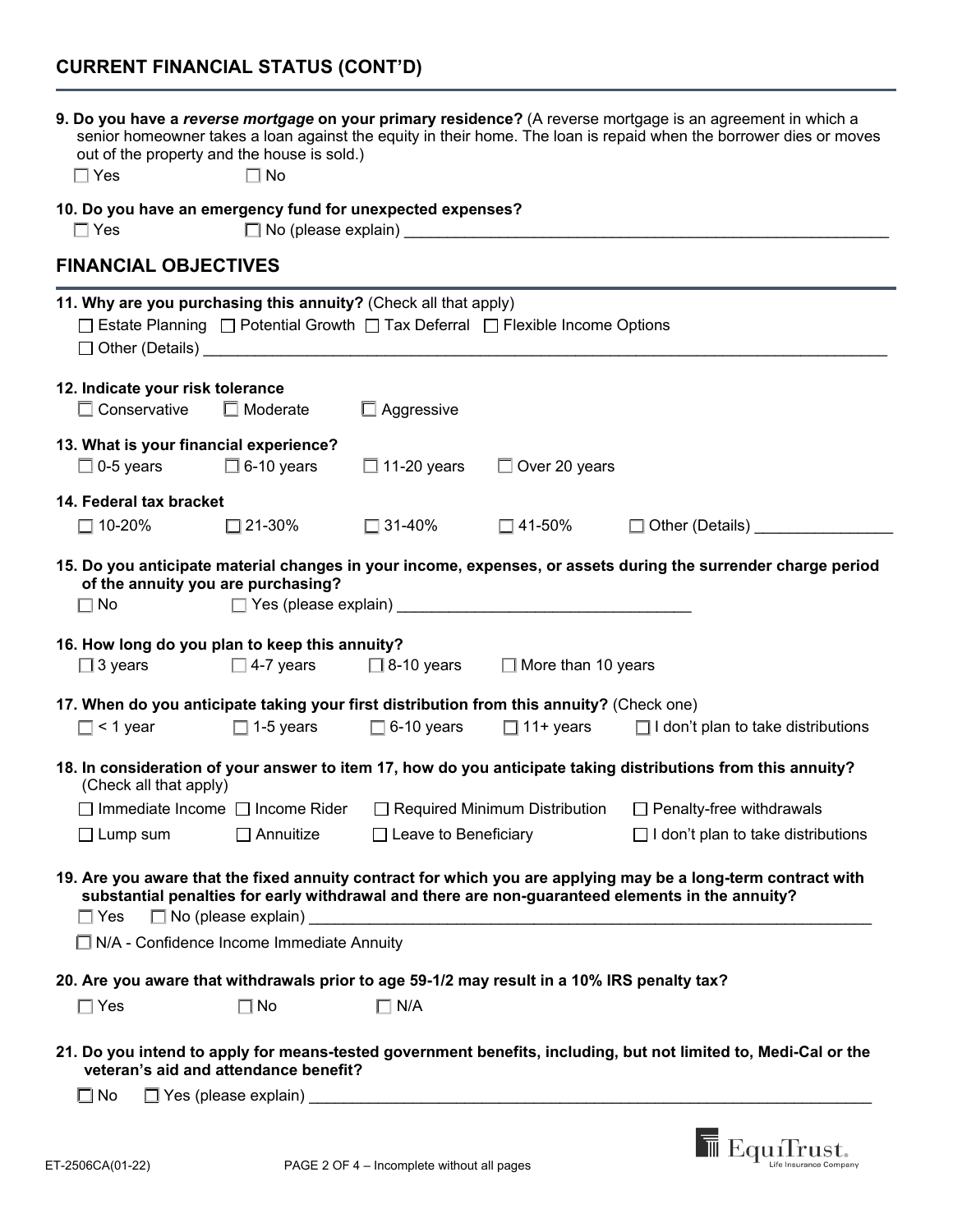## CURRENT FINANCIAL STATUS (CONT'D)

**9. Do you have a *reverse mortgage* on your primary residence?** (A reverse mortgage is an agreement in which a senior homeowner takes a loan against the equity in their home. The loan is repaid when the borrower dies or moves out of the property and the house is sold.)

☐ Yes ☐ No

**10. Do you have an emergency fund for unexpected expenses?**

☐ Yes ☐ No (please explain) ____________________

## FINANCIAL OBJECTIVES

**11. Why are you purchasing this annuity?** (Check all that apply)

☐ Estate Planning ☐ Potential Growth ☐ Tax Deferral ☐ Flexible Income Options

☐ Other (Details) ____________________

**12. Indicate your risk tolerance**

☐ Conservative ☐ Moderate ☐ Aggressive

**13. What is your financial experience?**

☐ 0-5 years ☐ 6-10 years ☐ 11-20 years ☐ Over 20 years

**14. Federal tax bracket**

☐ 10-20% ☐ 21-30% ☐ 31-40% ☐ 41-50% ☐ Other (Details) ____________________

**15. Do you anticipate material changes in your income, expenses, or assets during the surrender charge period of the annuity you are purchasing?**

☐ No ☐ Yes (please explain) ____________________

**16. How long do you plan to keep this annuity?**

☐ 3 years ☐ 4-7 years ☐ 8-10 years ☐ More than 10 years

**17. When do you anticipate taking your first distribution from this annuity?** (Check one)

☐ < 1 year ☐ 1-5 years ☐ 6-10 years ☐ 11+ years ☐ I don't plan to take distributions

**18. In consideration of your answer to item 17, how do you anticipate taking distributions from this annuity?** (Check all that apply)

☐ Immediate Income ☐ Income Rider ☐ Required Minimum Distribution ☐ Penalty-free withdrawals

☐ Lump sum ☐ Annuitize ☐ Leave to Beneficiary ☐ I don't plan to take distributions

**19. Are you aware that the fixed annuity contract for which you are applying may be a long-term contract with substantial penalties for early withdrawal and there are non-guaranteed elements in the annuity?**

☐ Yes ☐ No (please explain) ____________________

☐ N/A - Confidence Income Immediate Annuity

**20. Are you aware that withdrawals prior to age 59-1/2 may result in a 10% IRS penalty tax?**

☐ Yes ☐ No ☐ N/A

**21. Do you intend to apply for means-tested government benefits, including, but not limited to, Medi-Cal or the veteran's aid and attendance benefit?**

☐ No ☐ Yes (please explain) ____________________

ET-2506CA(01-22)

EquiTrust Life Insurance Company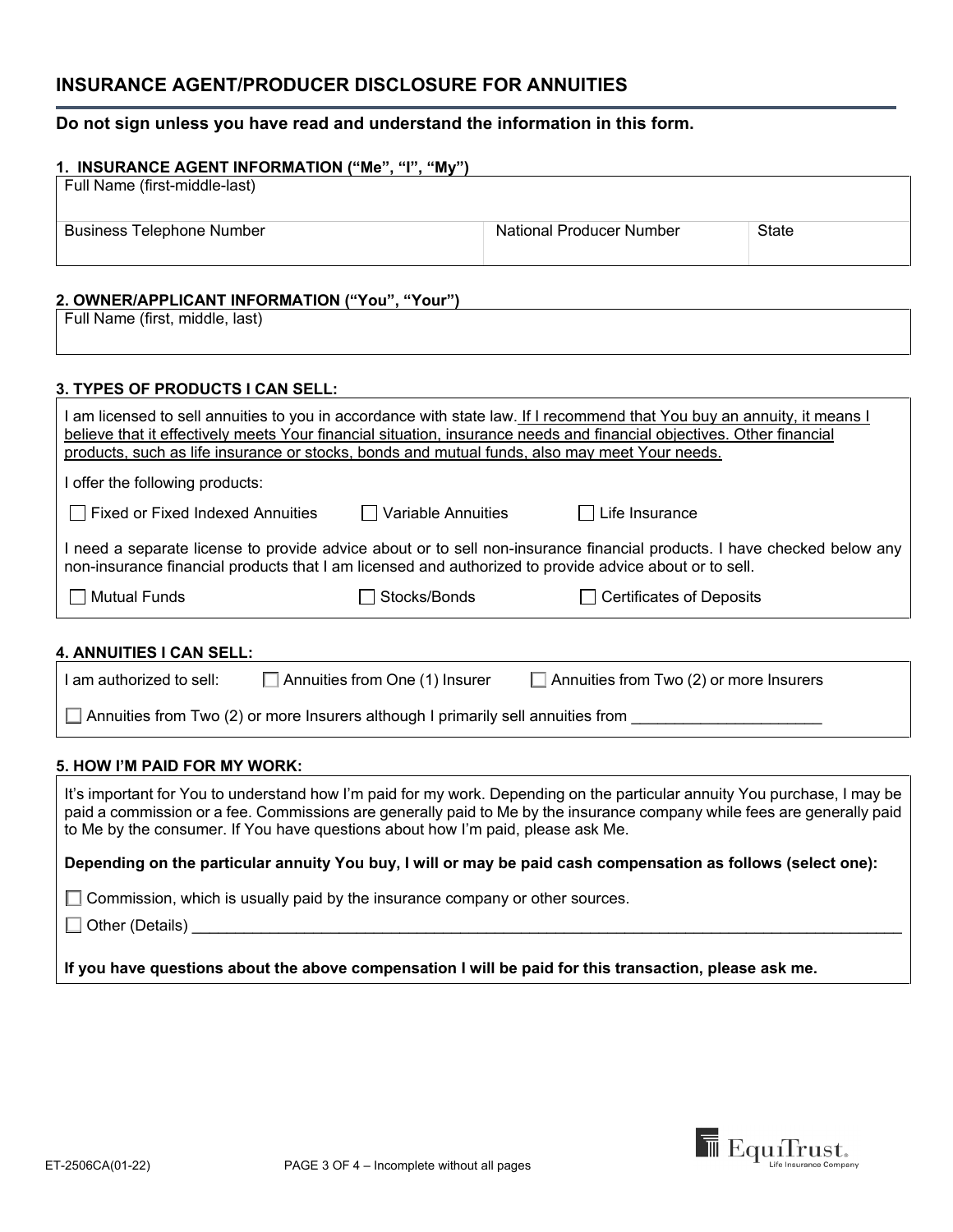# INSURANCE AGENT/PRODUCER DISCLOSURE FOR ANNUITIES

**Do not sign unless you have read and understand the information in this form.**

## 1. INSURANCE AGENT INFORMATION ("Me", "I", "My")

| Full Name (first-middle-last) | | |
|---|---|---|
| Business Telephone Number | National Producer Number | State |

## 2. OWNER/APPLICANT INFORMATION ("You", "Your")

| Full Name (first, middle, last) |
|---|
| |

## 3. TYPES OF PRODUCTS I CAN SELL:

I am licensed to sell annuities to you in accordance with state law. If I recommend that You buy an annuity, it means I believe that it effectively meets Your financial situation, insurance needs and financial objectives. Other financial products, such as life insurance or stocks, bonds and mutual funds, also may meet Your needs.

I offer the following products:

- ☐ Fixed or Fixed Indexed Annuities
- ☐ Variable Annuities
- ☐ Life Insurance

I need a separate license to provide advice about or to sell non-insurance financial products. I have checked below any non-insurance financial products that I am licensed and authorized to provide advice about or to sell.

- ☐ Mutual Funds
- ☐ Stocks/Bonds
- ☐ Certificates of Deposits

## 4. ANNUITIES I CAN SELL:

I am authorized to sell:

- ☐ Annuities from One (1) Insurer
- ☐ Annuities from Two (2) or more Insurers
- ☐ Annuities from Two (2) or more Insurers although I primarily sell annuities from ______________________

## 5. HOW I'M PAID FOR MY WORK:

It's important for You to understand how I'm paid for my work. Depending on the particular annuity You purchase, I may be paid a commission or a fee. Commissions are generally paid to Me by the insurance company while fees are generally paid to Me by the consumer. If You have questions about how I'm paid, please ask Me.

**Depending on the particular annuity You buy, I will or may be paid cash compensation as follows (select one):**

- ☐ Commission, which is usually paid by the insurance company or other sources.
- ☐ Other (Details) ______________________________________________________________________________

**If you have questions about the above compensation I will be paid for this transaction, please ask me.**

ET-2506CA(01-22)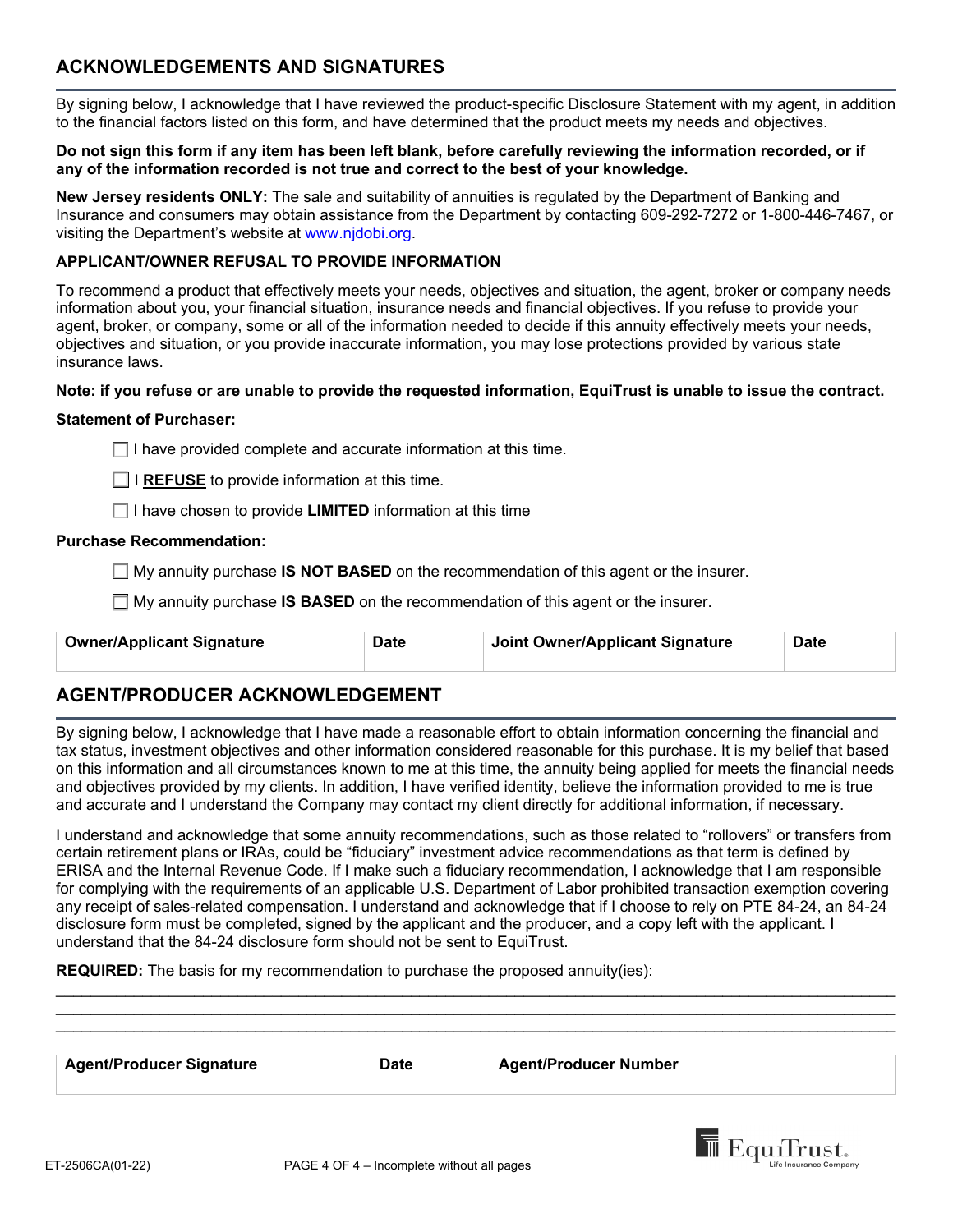## ACKNOWLEDGEMENTS AND SIGNATURES

By signing below, I acknowledge that I have reviewed the product-specific Disclosure Statement with my agent, in addition to the financial factors listed on this form, and have determined that the product meets my needs and objectives.

**Do not sign this form if any item has been left blank, before carefully reviewing the information recorded, or if any of the information recorded is not true and correct to the best of your knowledge.**

**New Jersey residents ONLY:** The sale and suitability of annuities is regulated by the Department of Banking and Insurance and consumers may obtain assistance from the Department by contacting 609-292-7272 or 1-800-446-7467, or visiting the Department's website at www.njdobi.org.

**APPLICANT/OWNER REFUSAL TO PROVIDE INFORMATION**

To recommend a product that effectively meets your needs, objectives and situation, the agent, broker or company needs information about you, your financial situation, insurance needs and financial objectives. If you refuse to provide your agent, broker, or company, some or all of the information needed to decide if this annuity effectively meets your needs, objectives and situation, or you provide inaccurate information, you may lose protections provided by various state insurance laws.

**Note: if you refuse or are unable to provide the requested information, EquiTrust is unable to issue the contract.**

**Statement of Purchaser:**

- ☐ I have provided complete and accurate information at this time.
- ☐ I **REFUSE** to provide information at this time.
- ☐ I have chosen to provide **LIMITED** information at this time

**Purchase Recommendation:**

- ☐ My annuity purchase **IS NOT BASED** on the recommendation of this agent or the insurer.
- ☐ My annuity purchase **IS BASED** on the recommendation of this agent or the insurer.

| Owner/Applicant Signature | Date | Joint Owner/Applicant Signature | Date |
|---|---|---|---|
| | | | |

## AGENT/PRODUCER ACKNOWLEDGEMENT

By signing below, I acknowledge that I have made a reasonable effort to obtain information concerning the financial and tax status, investment objectives and other information considered reasonable for this purchase. It is my belief that based on this information and all circumstances known to me at this time, the annuity being applied for meets the financial needs and objectives provided by my clients. In addition, I have verified identity, believe the information provided to me is true and accurate and I understand the Company may contact my client directly for additional information, if necessary.

I understand and acknowledge that some annuity recommendations, such as those related to "rollovers" or transfers from certain retirement plans or IRAs, could be "fiduciary" investment advice recommendations as that term is defined by ERISA and the Internal Revenue Code. If I make such a fiduciary recommendation, I acknowledge that I am responsible for complying with the requirements of an applicable U.S. Department of Labor prohibited transaction exemption covering any receipt of sales-related compensation. I understand and acknowledge that if I choose to rely on PTE 84-24, an 84-24 disclosure form must be completed, signed by the applicant and the producer, and a copy left with the applicant. I understand that the 84-24 disclosure form should not be sent to EquiTrust.

**REQUIRED:** The basis for my recommendation to purchase the proposed annuity(ies):

_______________________________________________________________________________

_______________________________________________________________________________

_______________________________________________________________________________

| Agent/Producer Signature | Date | Agent/Producer Number |
|---|---|---|
| | | |

ET-2506CA(01-22)

EquiTrust Life Insurance Company